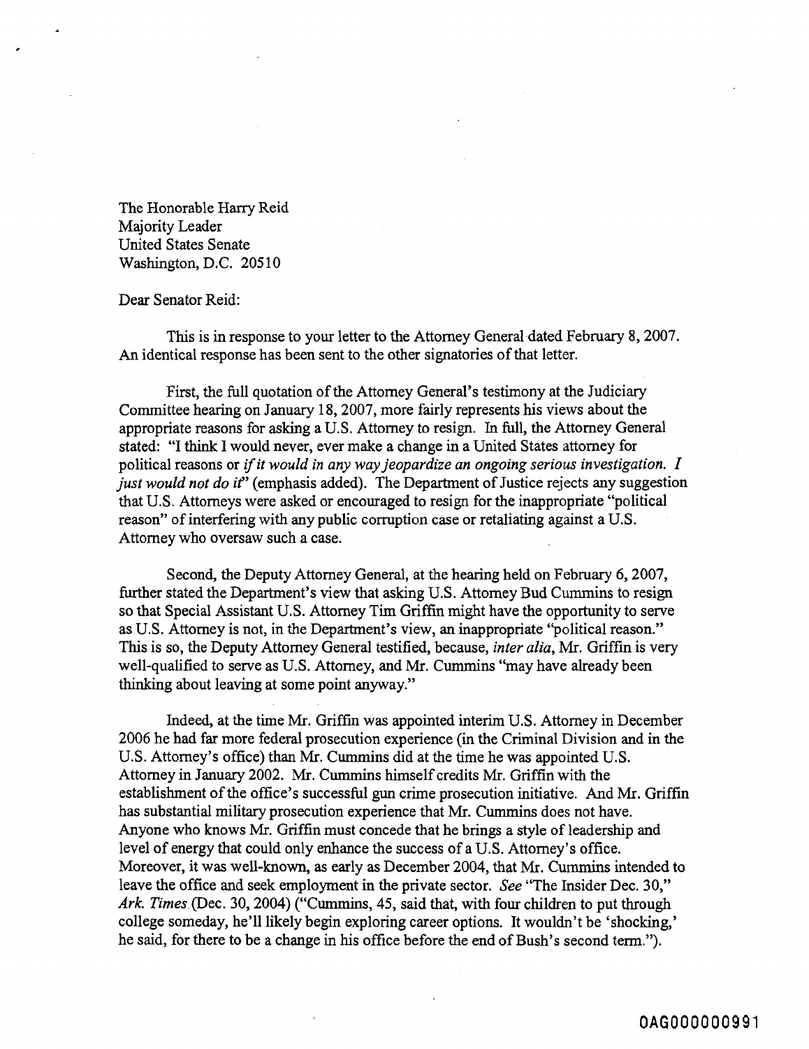The Honorable Harry Reid
Majority Leader
United States Senate
Washington, D.C. 20510

Dear Senator Reid:

This is in response to your letter to the Attorney General dated February 8, 2007. An identical response has been sent to the other signatories of that letter.

First, the full quotation of the Attorney General's testimony at the Judiciary Committee hearing on January 18, 2007, more fairly represents his views about the appropriate reasons for asking a U.S. Attorney to resign. In full, the Attorney General stated: "I think I would never, ever make a change in a United States attorney for political reasons or *if it would in any way jeopardize an ongoing serious investigation. I just would not do it*" (emphasis added). The Department of Justice rejects any suggestion that U.S. Attorneys were asked or encouraged to resign for the inappropriate "political reason" of interfering with any public corruption case or retaliating against a U.S. Attorney who oversaw such a case.

Second, the Deputy Attorney General, at the hearing held on February 6, 2007, further stated the Department's view that asking U.S. Attorney Bud Cummins to resign so that Special Assistant U.S. Attorney Tim Griffin might have the opportunity to serve as U.S. Attorney is not, in the Department's view, an inappropriate "political reason." This is so, the Deputy Attorney General testified, because, *inter alia*, Mr. Griffin is very well-qualified to serve as U.S. Attorney, and Mr. Cummins "may have already been thinking about leaving at some point anyway."

Indeed, at the time Mr. Griffin was appointed interim U.S. Attorney in December 2006 he had far more federal prosecution experience (in the Criminal Division and in the U.S. Attorney's office) than Mr. Cummins did at the time he was appointed U.S. Attorney in January 2002. Mr. Cummins himself credits Mr. Griffin with the establishment of the office's successful gun crime prosecution initiative. And Mr. Griffin has substantial military prosecution experience that Mr. Cummins does not have. Anyone who knows Mr. Griffin must concede that he brings a style of leadership and level of energy that could only enhance the success of a U.S. Attorney's office. Moreover, it was well-known, as early as December 2004, that Mr. Cummins intended to leave the office and seek employment in the private sector. *See* "The Insider Dec. 30," *Ark. Times* (Dec. 30, 2004) ("Cummins, 45, said that, with four children to put through college someday, he'll likely begin exploring career options. It wouldn't be 'shocking,' he said, for there to be a change in his office before the end of Bush's second term.").

OAG000000991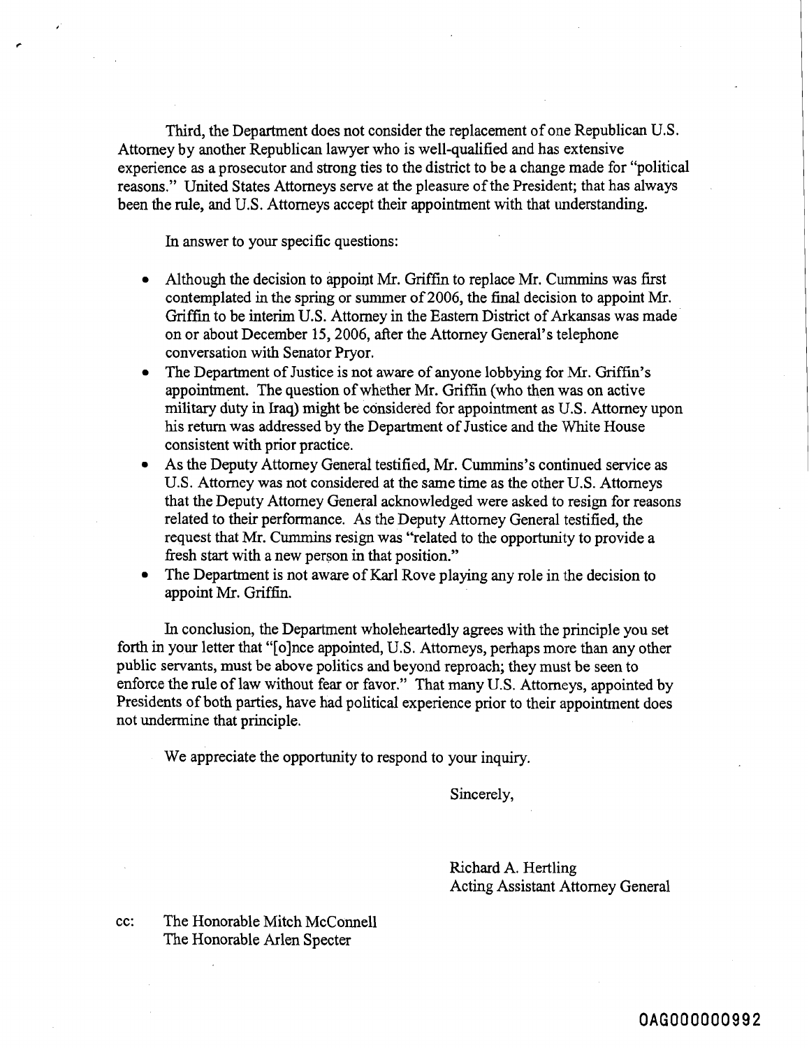Third, the Department does not consider the replacement of one Republican U.S. Attorney by another Republican lawyer who is well-qualified and has extensive experience as a prosecutor and strong ties to the district to be a change made for "political reasons." United States Attorneys serve at the pleasure of the President; that has always been the rule, and U.S. Attorneys accept their appointment with that understanding.

In answer to your specific questions:

- Although the decision to appoint Mr. Griffin to replace Mr. Cummins was first contemplated in the spring or summer of 2006, the final decision to appoint Mr. Griffin to be interim U.S. Attorney in the Eastern District of Arkansas was made on or about December 15, 2006, after the Attorney General's telephone conversation with Senator Pryor.
- The Department of Justice is not aware of anyone lobbying for Mr. Griffin's appointment. The question of whether Mr. Griffin (who then was on active military duty in Iraq) might be considered for appointment as U.S. Attorney upon his return was addressed by the Department of Justice and the White House consistent with prior practice.
- As the Deputy Attorney General testified, Mr. Cummins's continued service as U.S. Attorney was not considered at the same time as the other U.S. Attorneys that the Deputy Attorney General acknowledged were asked to resign for reasons related to their performance. As the Deputy Attorney General testified, the request that Mr. Cummins resign was "related to the opportunity to provide a fresh start with a new person in that position."
- The Department is not aware of Karl Rove playing any role in the decision to appoint Mr. Griffin.

In conclusion, the Department wholeheartedly agrees with the principle you set forth in your letter that "[o]nce appointed, U.S. Attorneys, perhaps more than any other public servants, must be above politics and beyond reproach; they must be seen to enforce the rule of law without fear or favor." That many U.S. Attorneys, appointed by Presidents of both parties, have had political experience prior to their appointment does not undermine that principle.

We appreciate the opportunity to respond to your inquiry.

Sincerely,

Richard A. Hertling
Acting Assistant Attorney General

cc: The Honorable Mitch McConnell
The Honorable Arlen Specter

OAG000000992